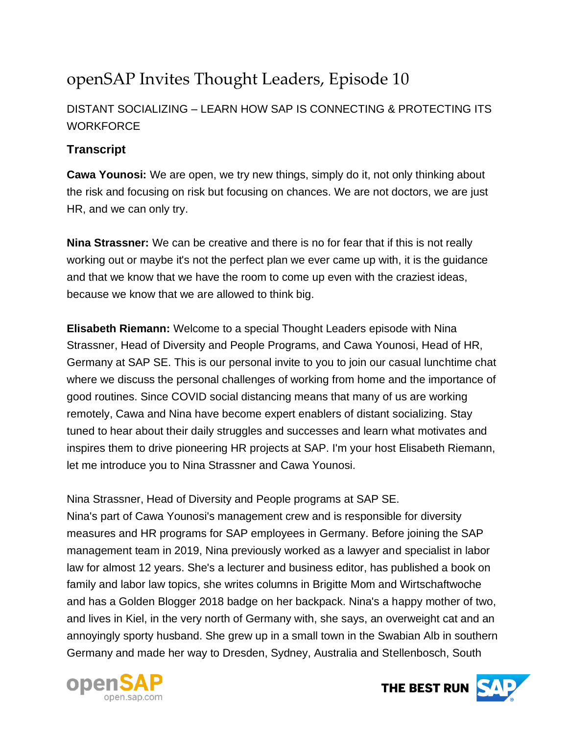# openSAP Invites Thought Leaders, Episode 10

DISTANT SOCIALIZING – LEARN HOW SAP IS CONNECTING & PROTECTING ITS WORKFORCE

### Transcript

**Cawa Younosi:** We are open, we try new things, simply do it, not only thinking about the risk and focusing on risk but focusing on chances. We are not doctors, we are just HR, and we can only try.

**Nina Strassner:** We can be creative and there is no for fear that if this is not really working out or maybe it's not the perfect plan we ever came up with, it is the guidance and that we know that we have the room to come up even with the craziest ideas, because we know that we are allowed to think big.

**Elisabeth Riemann:** Welcome to a special Thought Leaders episode with Nina Strassner, Head of Diversity and People Programs, and Cawa Younosi, Head of HR, Germany at SAP SE. This is our personal invite to you to join our casual lunchtime chat where we discuss the personal challenges of working from home and the importance of good routines. Since COVID social distancing means that many of us are working remotely, Cawa and Nina have become expert enablers of distant socializing. Stay tuned to hear about their daily struggles and successes and learn what motivates and inspires them to drive pioneering HR projects at SAP. I'm your host Elisabeth Riemann, let me introduce you to Nina Strassner and Cawa Younosi.

Nina Strassner, Head of Diversity and People programs at SAP SE.
Nina's part of Cawa Younosi's management crew and is responsible for diversity measures and HR programs for SAP employees in Germany. Before joining the SAP management team in 2019, Nina previously worked as a lawyer and specialist in labor law for almost 12 years. She's a lecturer and business editor, has published a book on family and labor law topics, she writes columns in Brigitte Mom and Wirtschaftwoche and has a Golden Blogger 2018 badge on her backpack. Nina's a happy mother of two, and lives in Kiel, in the very north of Germany with, she says, an overweight cat and an annoyingly sporty husband. She grew up in a small town in the Swabian Alb in southern Germany and made her way to Dresden, Sydney, Australia and Stellenbosch, South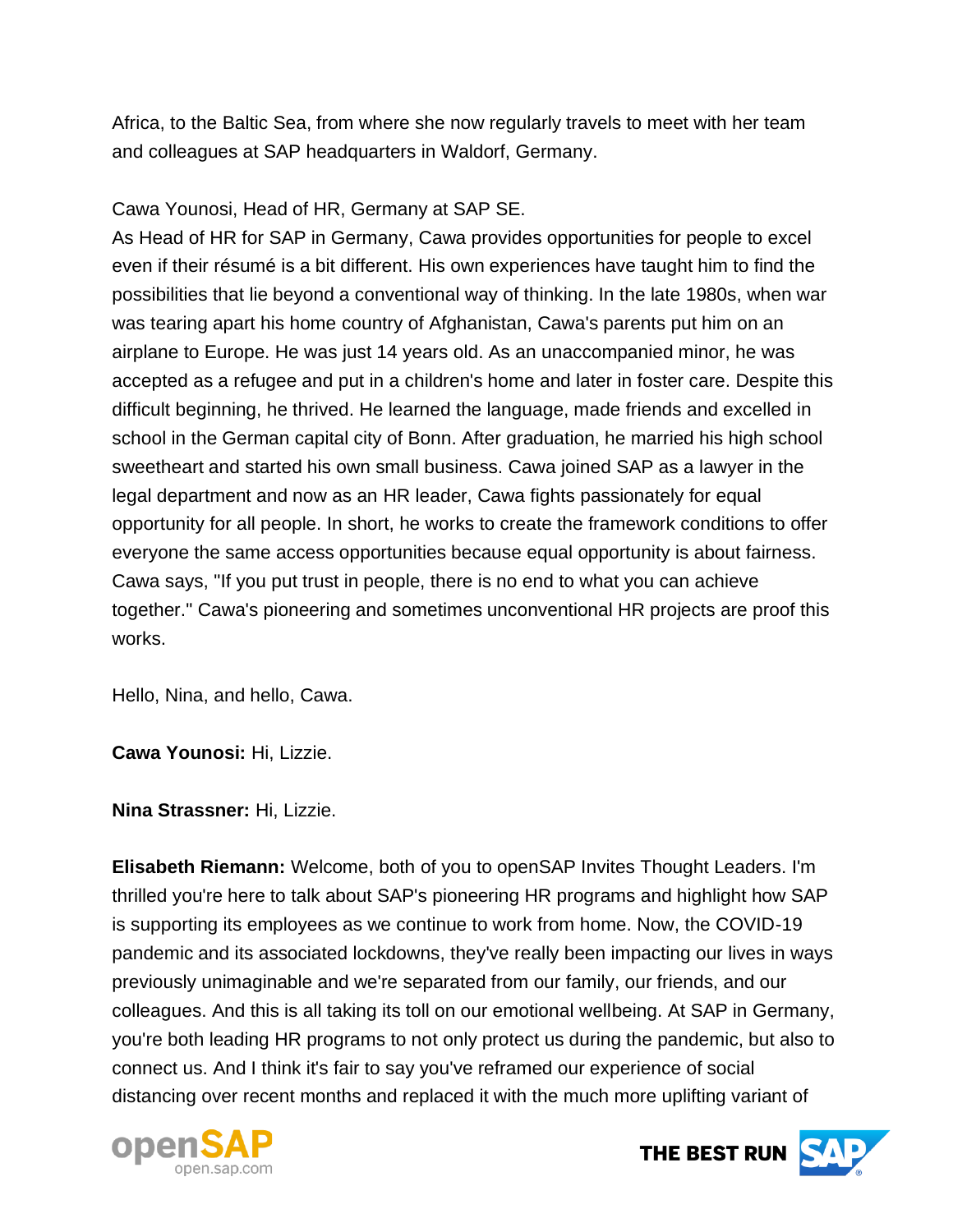Africa, to the Baltic Sea, from where she now regularly travels to meet with her team and colleagues at SAP headquarters in Waldorf, Germany.

Cawa Younosi, Head of HR, Germany at SAP SE.

As Head of HR for SAP in Germany, Cawa provides opportunities for people to excel even if their résumé is a bit different. His own experiences have taught him to find the possibilities that lie beyond a conventional way of thinking. In the late 1980s, when war was tearing apart his home country of Afghanistan, Cawa's parents put him on an airplane to Europe. He was just 14 years old. As an unaccompanied minor, he was accepted as a refugee and put in a children's home and later in foster care. Despite this difficult beginning, he thrived. He learned the language, made friends and excelled in school in the German capital city of Bonn. After graduation, he married his high school sweetheart and started his own small business. Cawa joined SAP as a lawyer in the legal department and now as an HR leader, Cawa fights passionately for equal opportunity for all people. In short, he works to create the framework conditions to offer everyone the same access opportunities because equal opportunity is about fairness. Cawa says, "If you put trust in people, there is no end to what you can achieve together." Cawa's pioneering and sometimes unconventional HR projects are proof this works.

Hello, Nina, and hello, Cawa.

**Cawa Younosi:** Hi, Lizzie.

**Nina Strassner:** Hi, Lizzie.

**Elisabeth Riemann:** Welcome, both of you to openSAP Invites Thought Leaders. I'm thrilled you're here to talk about SAP's pioneering HR programs and highlight how SAP is supporting its employees as we continue to work from home. Now, the COVID-19 pandemic and its associated lockdowns, they've really been impacting our lives in ways previously unimaginable and we're separated from our family, our friends, and our colleagues. And this is all taking its toll on our emotional wellbeing. At SAP in Germany, you're both leading HR programs to not only protect us during the pandemic, but also to connect us. And I think it's fair to say you've reframed our experience of social distancing over recent months and replaced it with the much more uplifting variant of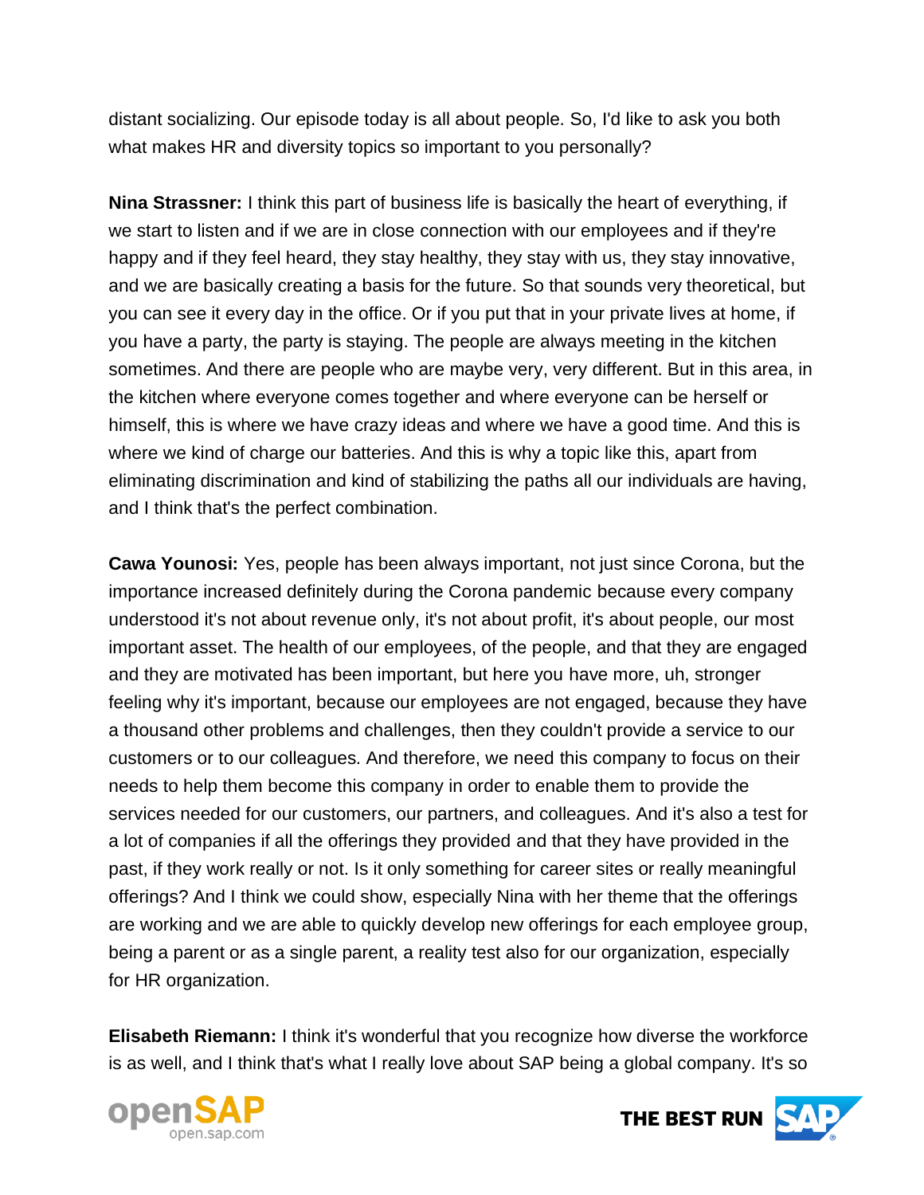distant socializing. Our episode today is all about people. So, I'd like to ask you both what makes HR and diversity topics so important to you personally?

**Nina Strassner:** I think this part of business life is basically the heart of everything, if we start to listen and if we are in close connection with our employees and if they're happy and if they feel heard, they stay healthy, they stay with us, they stay innovative, and we are basically creating a basis for the future. So that sounds very theoretical, but you can see it every day in the office. Or if you put that in your private lives at home, if you have a party, the party is staying. The people are always meeting in the kitchen sometimes. And there are people who are maybe very, very different. But in this area, in the kitchen where everyone comes together and where everyone can be herself or himself, this is where we have crazy ideas and where we have a good time. And this is where we kind of charge our batteries. And this is why a topic like this, apart from eliminating discrimination and kind of stabilizing the paths all our individuals are having, and I think that's the perfect combination.

**Cawa Younosi:** Yes, people has been always important, not just since Corona, but the importance increased definitely during the Corona pandemic because every company understood it's not about revenue only, it's not about profit, it's about people, our most important asset. The health of our employees, of the people, and that they are engaged and they are motivated has been important, but here you have more, uh, stronger feeling why it's important, because our employees are not engaged, because they have a thousand other problems and challenges, then they couldn't provide a service to our customers or to our colleagues. And therefore, we need this company to focus on their needs to help them become this company in order to enable them to provide the services needed for our customers, our partners, and colleagues. And it's also a test for a lot of companies if all the offerings they provided and that they have provided in the past, if they work really or not. Is it only something for career sites or really meaningful offerings? And I think we could show, especially Nina with her theme that the offerings are working and we are able to quickly develop new offerings for each employee group, being a parent or as a single parent, a reality test also for our organization, especially for HR organization.

**Elisabeth Riemann:** I think it's wonderful that you recognize how diverse the workforce is as well, and I think that's what I really love about SAP being a global company. It's so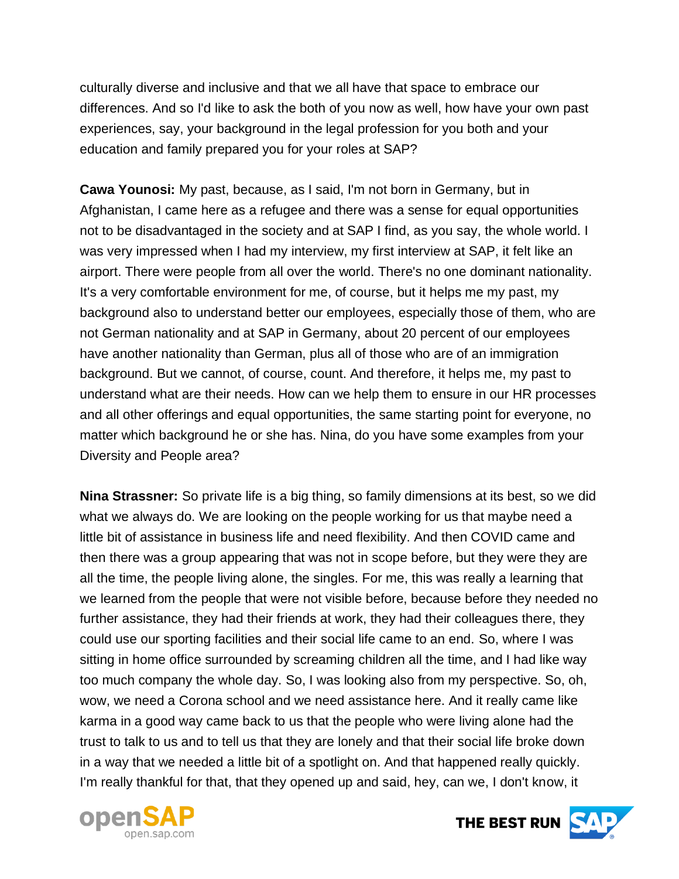culturally diverse and inclusive and that we all have that space to embrace our differences. And so I'd like to ask the both of you now as well, how have your own past experiences, say, your background in the legal profession for you both and your education and family prepared you for your roles at SAP?

**Cawa Younosi:** My past, because, as I said, I'm not born in Germany, but in Afghanistan, I came here as a refugee and there was a sense for equal opportunities not to be disadvantaged in the society and at SAP I find, as you say, the whole world. I was very impressed when I had my interview, my first interview at SAP, it felt like an airport. There were people from all over the world. There's no one dominant nationality. It's a very comfortable environment for me, of course, but it helps me my past, my background also to understand better our employees, especially those of them, who are not German nationality and at SAP in Germany, about 20 percent of our employees have another nationality than German, plus all of those who are of an immigration background. But we cannot, of course, count. And therefore, it helps me, my past to understand what are their needs. How can we help them to ensure in our HR processes and all other offerings and equal opportunities, the same starting point for everyone, no matter which background he or she has. Nina, do you have some examples from your Diversity and People area?

**Nina Strassner:** So private life is a big thing, so family dimensions at its best, so we did what we always do. We are looking on the people working for us that maybe need a little bit of assistance in business life and need flexibility. And then COVID came and then there was a group appearing that was not in scope before, but they were they are all the time, the people living alone, the singles. For me, this was really a learning that we learned from the people that were not visible before, because before they needed no further assistance, they had their friends at work, they had their colleagues there, they could use our sporting facilities and their social life came to an end. So, where I was sitting in home office surrounded by screaming children all the time, and I had like way too much company the whole day. So, I was looking also from my perspective. So, oh, wow, we need a Corona school and we need assistance here. And it really came like karma in a good way came back to us that the people who were living alone had the trust to talk to us and to tell us that they are lonely and that their social life broke down in a way that we needed a little bit of a spotlight on. And that happened really quickly. I'm really thankful for that, that they opened up and said, hey, can we, I don't know, it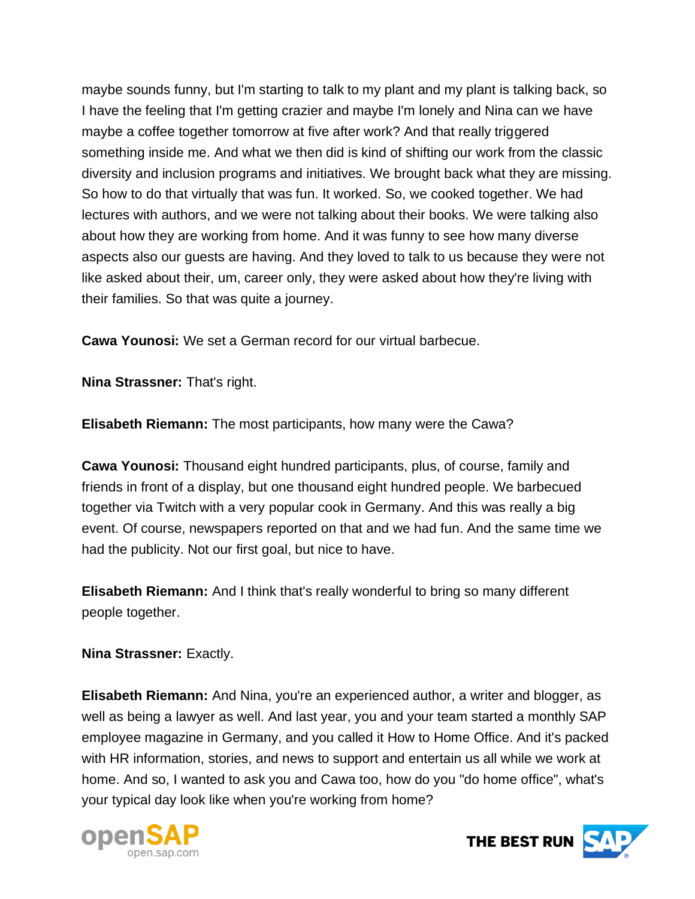maybe sounds funny, but I'm starting to talk to my plant and my plant is talking back, so I have the feeling that I'm getting crazier and maybe I'm lonely and Nina can we have maybe a coffee together tomorrow at five after work? And that really triggered something inside me. And what we then did is kind of shifting our work from the classic diversity and inclusion programs and initiatives. We brought back what they are missing. So how to do that virtually that was fun. It worked. So, we cooked together. We had lectures with authors, and we were not talking about their books. We were talking also about how they are working from home. And it was funny to see how many diverse aspects also our guests are having. And they loved to talk to us because they were not like asked about their, um, career only, they were asked about how they're living with their families. So that was quite a journey.

**Cawa Younosi:** We set a German record for our virtual barbecue.

**Nina Strassner:** That's right.

**Elisabeth Riemann:** The most participants, how many were the Cawa?

**Cawa Younosi:** Thousand eight hundred participants, plus, of course, family and friends in front of a display, but one thousand eight hundred people. We barbecued together via Twitch with a very popular cook in Germany. And this was really a big event. Of course, newspapers reported on that and we had fun. And the same time we had the publicity. Not our first goal, but nice to have.

**Elisabeth Riemann:** And I think that's really wonderful to bring so many different people together.

**Nina Strassner:** Exactly.

**Elisabeth Riemann:** And Nina, you're an experienced author, a writer and blogger, as well as being a lawyer as well. And last year, you and your team started a monthly SAP employee magazine in Germany, and you called it How to Home Office. And it's packed with HR information, stories, and news to support and entertain us all while we work at home. And so, I wanted to ask you and Cawa too, how do you "do home office", what's your typical day look like when you're working from home?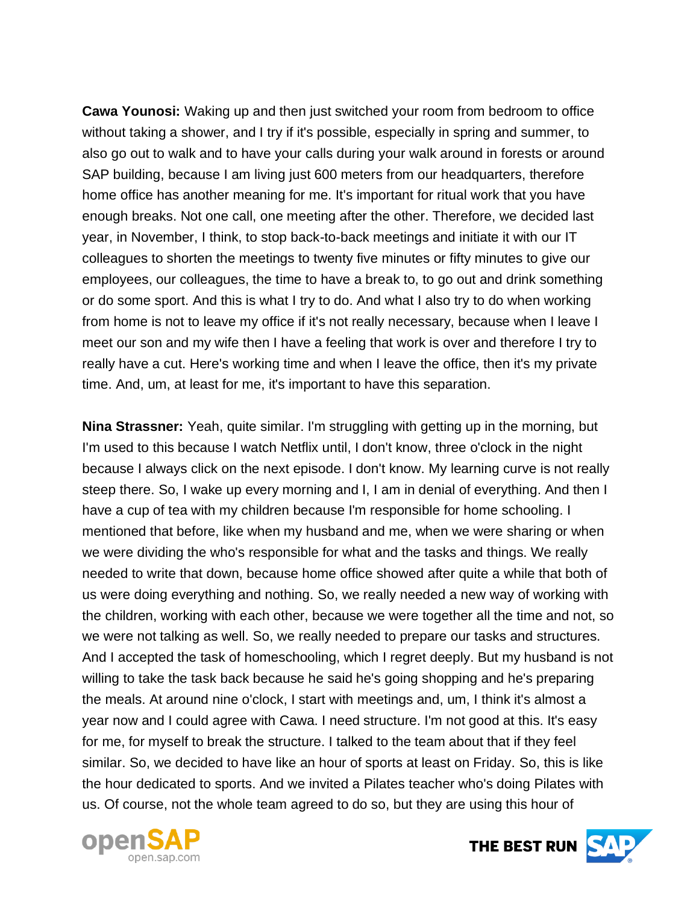**Cawa Younosi:** Waking up and then just switched your room from bedroom to office without taking a shower, and I try if it's possible, especially in spring and summer, to also go out to walk and to have your calls during your walk around in forests or around SAP building, because I am living just 600 meters from our headquarters, therefore home office has another meaning for me. It's important for ritual work that you have enough breaks. Not one call, one meeting after the other. Therefore, we decided last year, in November, I think, to stop back-to-back meetings and initiate it with our IT colleagues to shorten the meetings to twenty five minutes or fifty minutes to give our employees, our colleagues, the time to have a break to, to go out and drink something or do some sport. And this is what I try to do. And what I also try to do when working from home is not to leave my office if it's not really necessary, because when I leave I meet our son and my wife then I have a feeling that work is over and therefore I try to really have a cut. Here's working time and when I leave the office, then it's my private time. And, um, at least for me, it's important to have this separation.

**Nina Strassner:** Yeah, quite similar. I'm struggling with getting up in the morning, but I'm used to this because I watch Netflix until, I don't know, three o'clock in the night because I always click on the next episode. I don't know. My learning curve is not really steep there. So, I wake up every morning and I, I am in denial of everything. And then I have a cup of tea with my children because I'm responsible for home schooling. I mentioned that before, like when my husband and me, when we were sharing or when we were dividing the who's responsible for what and the tasks and things. We really needed to write that down, because home office showed after quite a while that both of us were doing everything and nothing. So, we really needed a new way of working with the children, working with each other, because we were together all the time and not, so we were not talking as well. So, we really needed to prepare our tasks and structures. And I accepted the task of homeschooling, which I regret deeply. But my husband is not willing to take the task back because he said he's going shopping and he's preparing the meals. At around nine o'clock, I start with meetings and, um, I think it's almost a year now and I could agree with Cawa. I need structure. I'm not good at this. It's easy for me, for myself to break the structure. I talked to the team about that if they feel similar. So, we decided to have like an hour of sports at least on Friday. So, this is like the hour dedicated to sports. And we invited a Pilates teacher who's doing Pilates with us. Of course, not the whole team agreed to do so, but they are using this hour of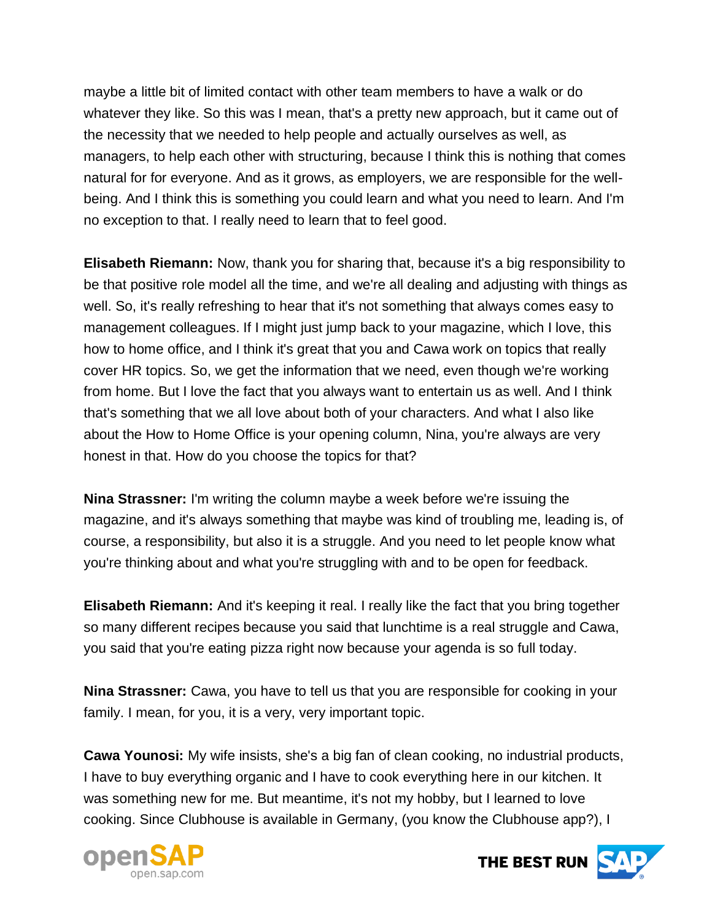maybe a little bit of limited contact with other team members to have a walk or do whatever they like. So this was I mean, that's a pretty new approach, but it came out of the necessity that we needed to help people and actually ourselves as well, as managers, to help each other with structuring, because I think this is nothing that comes natural for for everyone. And as it grows, as employers, we are responsible for the well-being. And I think this is something you could learn and what you need to learn. And I'm no exception to that. I really need to learn that to feel good.

**Elisabeth Riemann:** Now, thank you for sharing that, because it's a big responsibility to be that positive role model all the time, and we're all dealing and adjusting with things as well. So, it's really refreshing to hear that it's not something that always comes easy to management colleagues. If I might just jump back to your magazine, which I love, this how to home office, and I think it's great that you and Cawa work on topics that really cover HR topics. So, we get the information that we need, even though we're working from home. But I love the fact that you always want to entertain us as well. And I think that's something that we all love about both of your characters. And what I also like about the How to Home Office is your opening column, Nina, you're always are very honest in that. How do you choose the topics for that?

**Nina Strassner:** I'm writing the column maybe a week before we're issuing the magazine, and it's always something that maybe was kind of troubling me, leading is, of course, a responsibility, but also it is a struggle. And you need to let people know what you're thinking about and what you're struggling with and to be open for feedback.

**Elisabeth Riemann:** And it's keeping it real. I really like the fact that you bring together so many different recipes because you said that lunchtime is a real struggle and Cawa, you said that you're eating pizza right now because your agenda is so full today.

**Nina Strassner:** Cawa, you have to tell us that you are responsible for cooking in your family. I mean, for you, it is a very, very important topic.

**Cawa Younosi:** My wife insists, she's a big fan of clean cooking, no industrial products, I have to buy everything organic and I have to cook everything here in our kitchen. It was something new for me. But meantime, it's not my hobby, but I learned to love cooking. Since Clubhouse is available in Germany, (you know the Clubhouse app?), I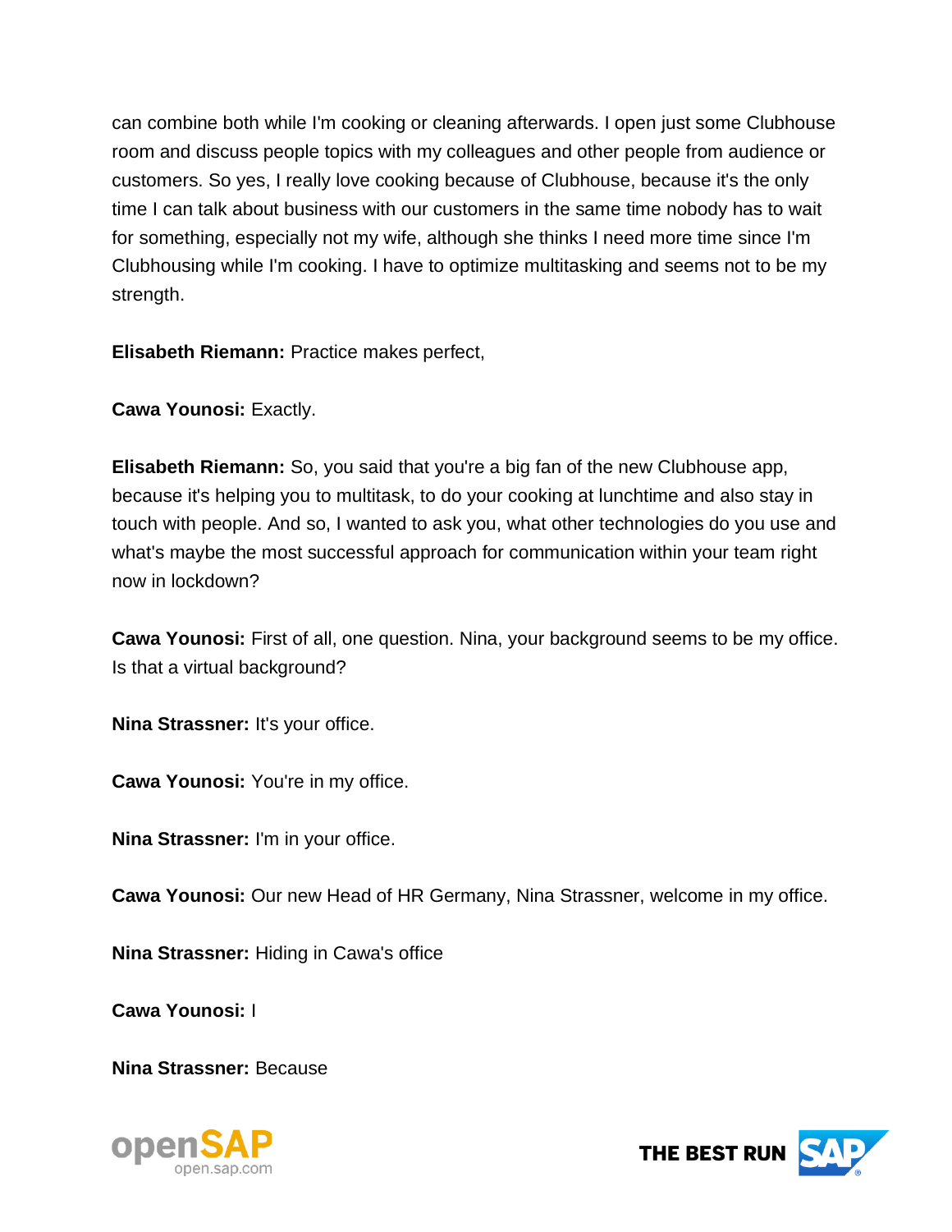can combine both while I'm cooking or cleaning afterwards. I open just some Clubhouse room and discuss people topics with my colleagues and other people from audience or customers. So yes, I really love cooking because of Clubhouse, because it's the only time I can talk about business with our customers in the same time nobody has to wait for something, especially not my wife, although she thinks I need more time since I'm Clubhousing while I'm cooking. I have to optimize multitasking and seems not to be my strength.

**Elisabeth Riemann:** Practice makes perfect,

**Cawa Younosi:** Exactly.

**Elisabeth Riemann:** So, you said that you're a big fan of the new Clubhouse app, because it's helping you to multitask, to do your cooking at lunchtime and also stay in touch with people. And so, I wanted to ask you, what other technologies do you use and what's maybe the most successful approach for communication within your team right now in lockdown?

**Cawa Younosi:** First of all, one question. Nina, your background seems to be my office. Is that a virtual background?

**Nina Strassner:** It's your office.

**Cawa Younosi:** You're in my office.

**Nina Strassner:** I'm in your office.

**Cawa Younosi:** Our new Head of HR Germany, Nina Strassner, welcome in my office.

**Nina Strassner:** Hiding in Cawa's office

**Cawa Younosi:** I

**Nina Strassner:** Because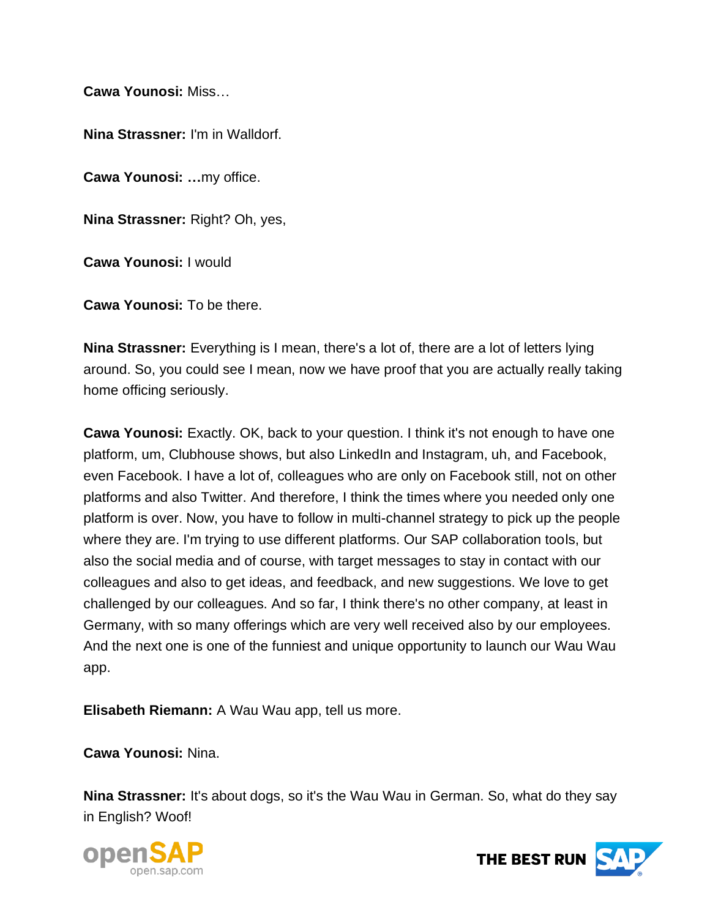**Cawa Younosi:** Miss…

**Nina Strassner:** I'm in Walldorf.

**Cawa Younosi:** **…**my office.

**Nina Strassner:** Right? Oh, yes,

**Cawa Younosi:** I would

**Cawa Younosi:** To be there.

**Nina Strassner:** Everything is I mean, there's a lot of, there are a lot of letters lying around. So, you could see I mean, now we have proof that you are actually really taking home officing seriously.

**Cawa Younosi:** Exactly. OK, back to your question. I think it's not enough to have one platform, um, Clubhouse shows, but also LinkedIn and Instagram, uh, and Facebook, even Facebook. I have a lot of, colleagues who are only on Facebook still, not on other platforms and also Twitter. And therefore, I think the times where you needed only one platform is over. Now, you have to follow in multi-channel strategy to pick up the people where they are. I'm trying to use different platforms. Our SAP collaboration tools, but also the social media and of course, with target messages to stay in contact with our colleagues and also to get ideas, and feedback, and new suggestions. We love to get challenged by our colleagues. And so far, I think there's no other company, at least in Germany, with so many offerings which are very well received also by our employees. And the next one is one of the funniest and unique opportunity to launch our Wau Wau app.

**Elisabeth Riemann:** A Wau Wau app, tell us more.

**Cawa Younosi:** Nina.

**Nina Strassner:** It's about dogs, so it's the Wau Wau in German. So, what do they say in English? Woof!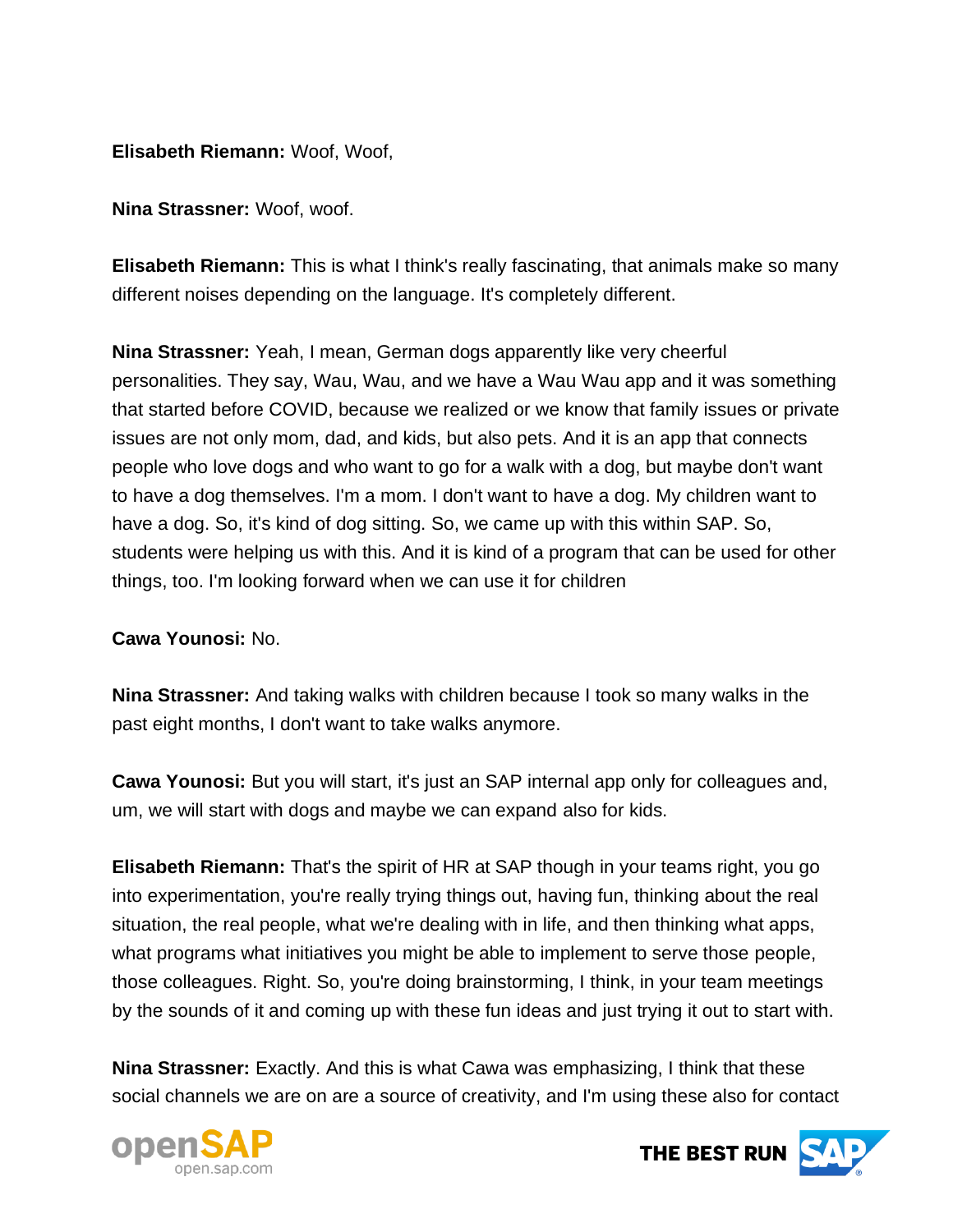**Elisabeth Riemann:** Woof, Woof,

**Nina Strassner:** Woof, woof.

**Elisabeth Riemann:** This is what I think's really fascinating, that animals make so many different noises depending on the language. It's completely different.

**Nina Strassner:** Yeah, I mean, German dogs apparently like very cheerful personalities. They say, Wau, Wau, and we have a Wau Wau app and it was something that started before COVID, because we realized or we know that family issues or private issues are not only mom, dad, and kids, but also pets. And it is an app that connects people who love dogs and who want to go for a walk with a dog, but maybe don't want to have a dog themselves. I'm a mom. I don't want to have a dog. My children want to have a dog. So, it's kind of dog sitting. So, we came up with this within SAP. So, students were helping us with this. And it is kind of a program that can be used for other things, too. I'm looking forward when we can use it for children

**Cawa Younosi:** No.

**Nina Strassner:** And taking walks with children because I took so many walks in the past eight months, I don't want to take walks anymore.

**Cawa Younosi:** But you will start, it's just an SAP internal app only for colleagues and, um, we will start with dogs and maybe we can expand also for kids.

**Elisabeth Riemann:** That's the spirit of HR at SAP though in your teams right, you go into experimentation, you're really trying things out, having fun, thinking about the real situation, the real people, what we're dealing with in life, and then thinking what apps, what programs what initiatives you might be able to implement to serve those people, those colleagues. Right. So, you're doing brainstorming, I think, in your team meetings by the sounds of it and coming up with these fun ideas and just trying it out to start with.

**Nina Strassner:** Exactly. And this is what Cawa was emphasizing, I think that these social channels we are on are a source of creativity, and I'm using these also for contact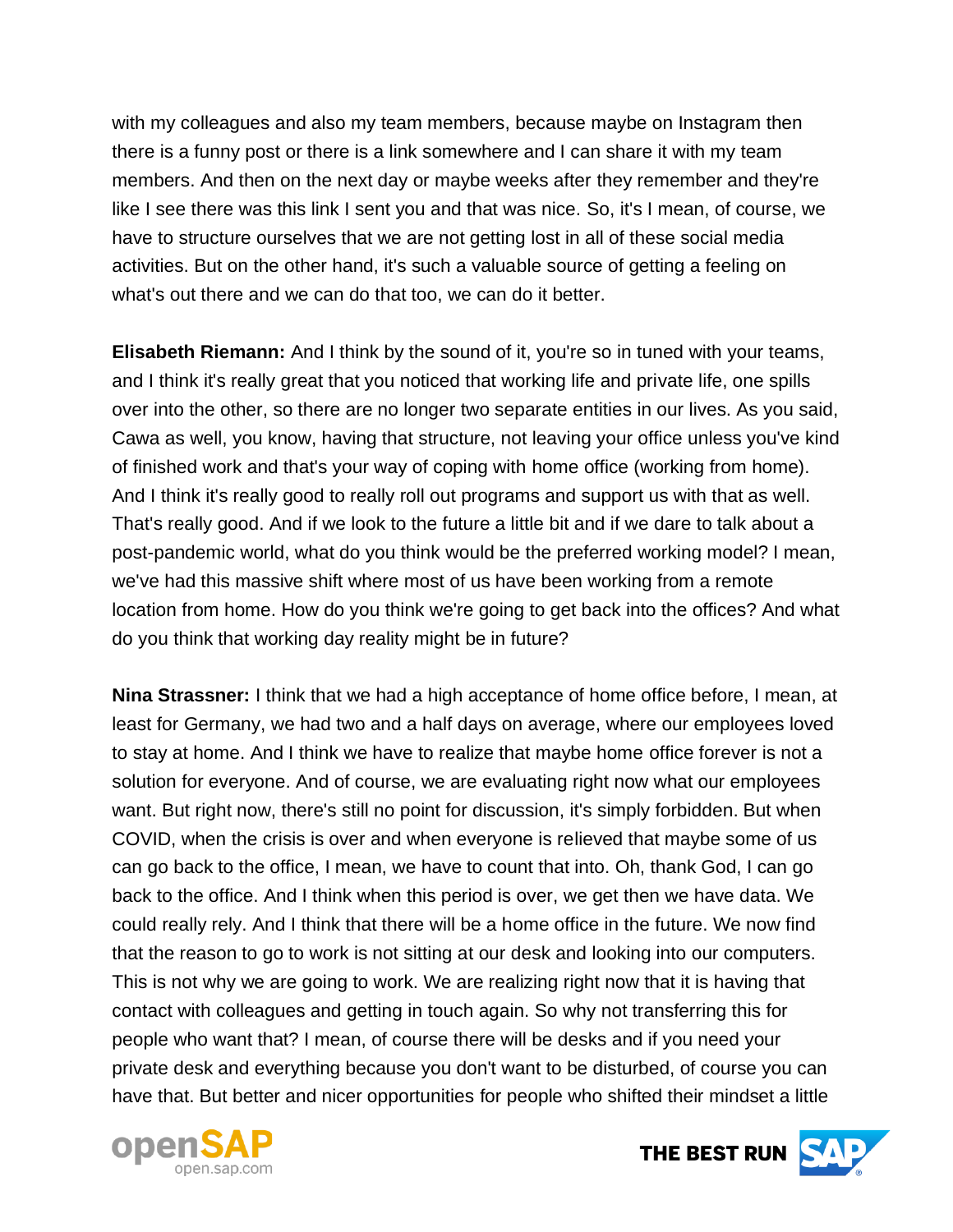with my colleagues and also my team members, because maybe on Instagram then there is a funny post or there is a link somewhere and I can share it with my team members. And then on the next day or maybe weeks after they remember and they're like I see there was this link I sent you and that was nice. So, it's I mean, of course, we have to structure ourselves that we are not getting lost in all of these social media activities. But on the other hand, it's such a valuable source of getting a feeling on what's out there and we can do that too, we can do it better.

**Elisabeth Riemann:** And I think by the sound of it, you're so in tuned with your teams, and I think it's really great that you noticed that working life and private life, one spills over into the other, so there are no longer two separate entities in our lives. As you said, Cawa as well, you know, having that structure, not leaving your office unless you've kind of finished work and that's your way of coping with home office (working from home). And I think it's really good to really roll out programs and support us with that as well. That's really good. And if we look to the future a little bit and if we dare to talk about a post-pandemic world, what do you think would be the preferred working model? I mean, we've had this massive shift where most of us have been working from a remote location from home. How do you think we're going to get back into the offices? And what do you think that working day reality might be in future?

**Nina Strassner:** I think that we had a high acceptance of home office before, I mean, at least for Germany, we had two and a half days on average, where our employees loved to stay at home. And I think we have to realize that maybe home office forever is not a solution for everyone. And of course, we are evaluating right now what our employees want. But right now, there's still no point for discussion, it's simply forbidden. But when COVID, when the crisis is over and when everyone is relieved that maybe some of us can go back to the office, I mean, we have to count that into. Oh, thank God, I can go back to the office. And I think when this period is over, we get then we have data. We could really rely. And I think that there will be a home office in the future. We now find that the reason to go to work is not sitting at our desk and looking into our computers. This is not why we are going to work. We are realizing right now that it is having that contact with colleagues and getting in touch again. So why not transferring this for people who want that? I mean, of course there will be desks and if you need your private desk and everything because you don't want to be disturbed, of course you can have that. But better and nicer opportunities for people who shifted their mindset a little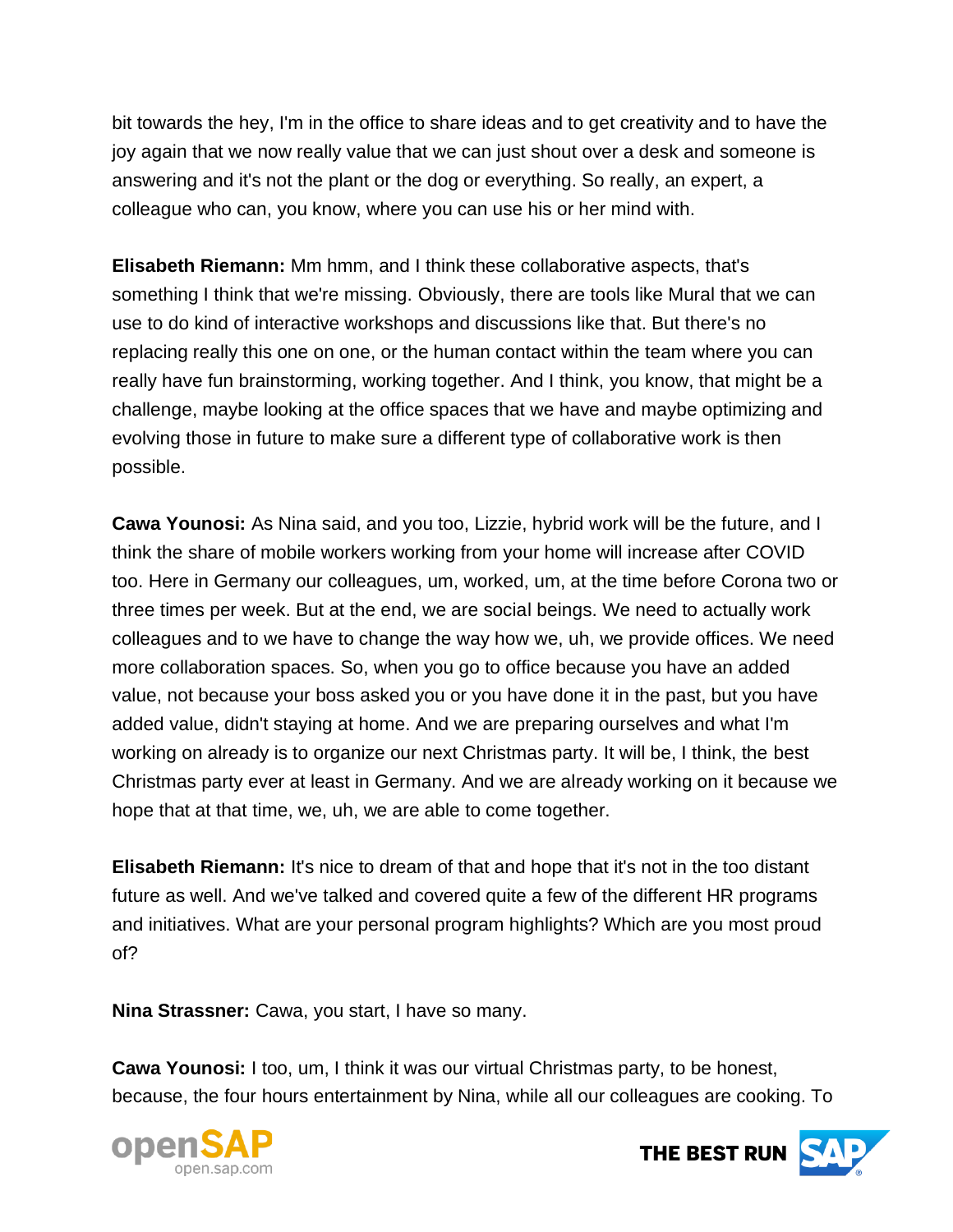bit towards the hey, I'm in the office to share ideas and to get creativity and to have the joy again that we now really value that we can just shout over a desk and someone is answering and it's not the plant or the dog or everything. So really, an expert, a colleague who can, you know, where you can use his or her mind with.

**Elisabeth Riemann:** Mm hmm, and I think these collaborative aspects, that's something I think that we're missing. Obviously, there are tools like Mural that we can use to do kind of interactive workshops and discussions like that. But there's no replacing really this one on one, or the human contact within the team where you can really have fun brainstorming, working together. And I think, you know, that might be a challenge, maybe looking at the office spaces that we have and maybe optimizing and evolving those in future to make sure a different type of collaborative work is then possible.

**Cawa Younosi:** As Nina said, and you too, Lizzie, hybrid work will be the future, and I think the share of mobile workers working from your home will increase after COVID too. Here in Germany our colleagues, um, worked, um, at the time before Corona two or three times per week. But at the end, we are social beings. We need to actually work colleagues and to we have to change the way how we, uh, we provide offices. We need more collaboration spaces. So, when you go to office because you have an added value, not because your boss asked you or you have done it in the past, but you have added value, didn't staying at home. And we are preparing ourselves and what I'm working on already is to organize our next Christmas party. It will be, I think, the best Christmas party ever at least in Germany. And we are already working on it because we hope that at that time, we, uh, we are able to come together.

**Elisabeth Riemann:** It's nice to dream of that and hope that it's not in the too distant future as well. And we've talked and covered quite a few of the different HR programs and initiatives. What are your personal program highlights? Which are you most proud of?

**Nina Strassner:** Cawa, you start, I have so many.

**Cawa Younosi:** I too, um, I think it was our virtual Christmas party, to be honest, because, the four hours entertainment by Nina, while all our colleagues are cooking. To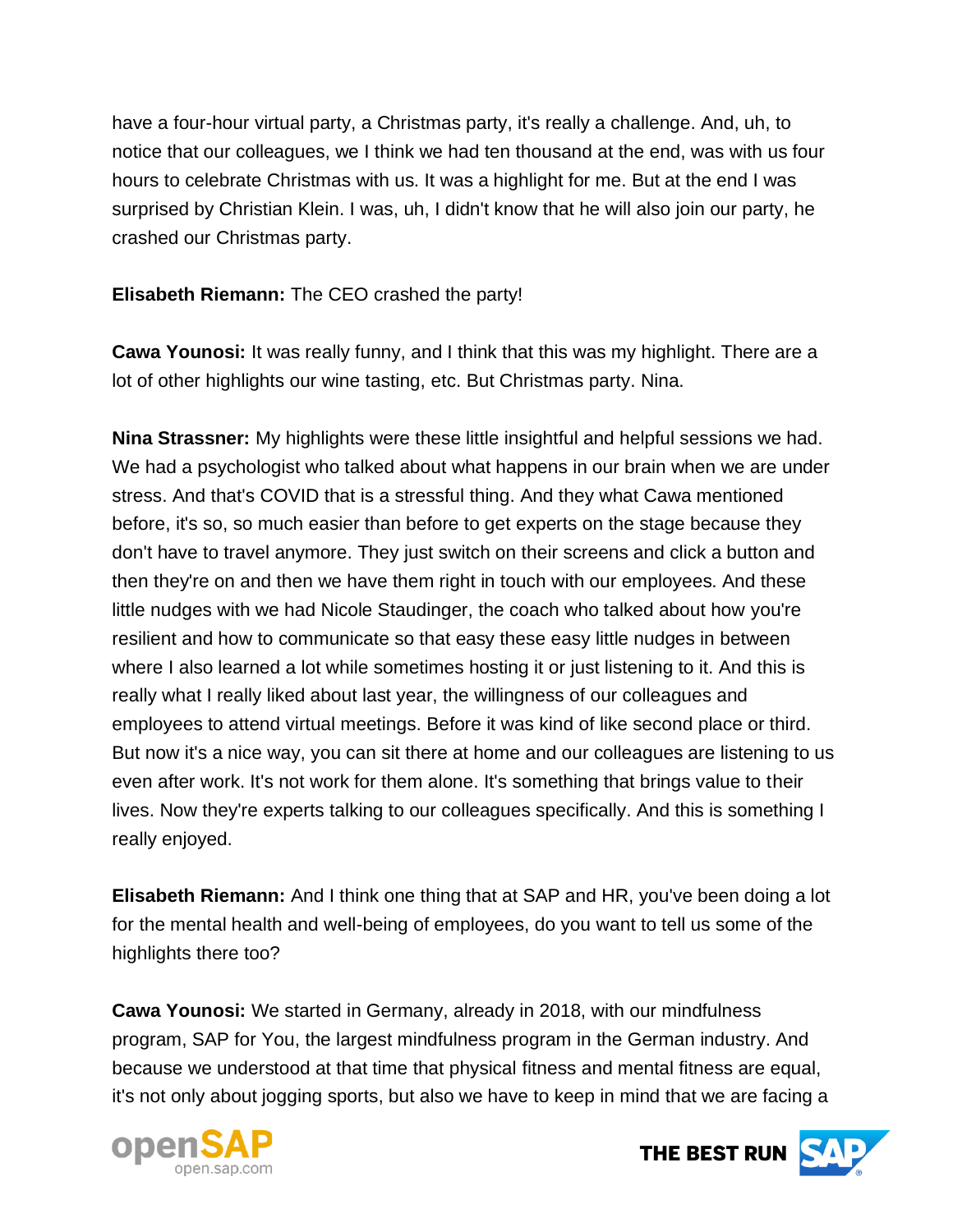have a four-hour virtual party, a Christmas party, it's really a challenge. And, uh, to notice that our colleagues, we I think we had ten thousand at the end, was with us four hours to celebrate Christmas with us. It was a highlight for me. But at the end I was surprised by Christian Klein. I was, uh, I didn't know that he will also join our party, he crashed our Christmas party.

**Elisabeth Riemann:** The CEO crashed the party!

**Cawa Younosi:** It was really funny, and I think that this was my highlight. There are a lot of other highlights our wine tasting, etc. But Christmas party. Nina.

**Nina Strassner:** My highlights were these little insightful and helpful sessions we had. We had a psychologist who talked about what happens in our brain when we are under stress. And that's COVID that is a stressful thing. And they what Cawa mentioned before, it's so, so much easier than before to get experts on the stage because they don't have to travel anymore. They just switch on their screens and click a button and then they're on and then we have them right in touch with our employees. And these little nudges with we had Nicole Staudinger, the coach who talked about how you're resilient and how to communicate so that easy these easy little nudges in between where I also learned a lot while sometimes hosting it or just listening to it. And this is really what I really liked about last year, the willingness of our colleagues and employees to attend virtual meetings. Before it was kind of like second place or third. But now it's a nice way, you can sit there at home and our colleagues are listening to us even after work. It's not work for them alone. It's something that brings value to their lives. Now they're experts talking to our colleagues specifically. And this is something I really enjoyed.

**Elisabeth Riemann:** And I think one thing that at SAP and HR, you've been doing a lot for the mental health and well-being of employees, do you want to tell us some of the highlights there too?

**Cawa Younosi:** We started in Germany, already in 2018, with our mindfulness program, SAP for You, the largest mindfulness program in the German industry. And because we understood at that time that physical fitness and mental fitness are equal, it's not only about jogging sports, but also we have to keep in mind that we are facing a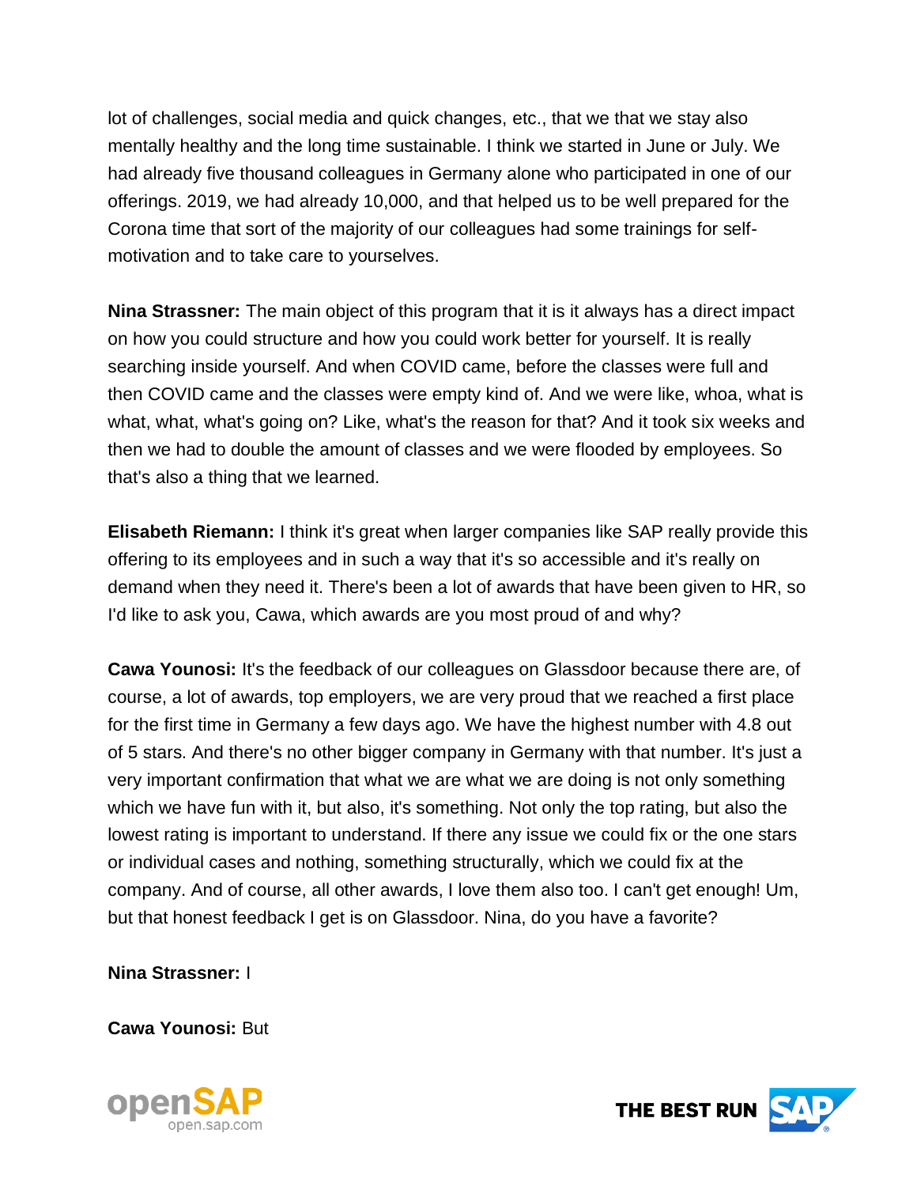lot of challenges, social media and quick changes, etc., that we that we stay also mentally healthy and the long time sustainable. I think we started in June or July. We had already five thousand colleagues in Germany alone who participated in one of our offerings. 2019, we had already 10,000, and that helped us to be well prepared for the Corona time that sort of the majority of our colleagues had some trainings for self-motivation and to take care to yourselves.

**Nina Strassner:** The main object of this program that it is it always has a direct impact on how you could structure and how you could work better for yourself. It is really searching inside yourself. And when COVID came, before the classes were full and then COVID came and the classes were empty kind of. And we were like, whoa, what is what, what, what's going on? Like, what's the reason for that? And it took six weeks and then we had to double the amount of classes and we were flooded by employees. So that's also a thing that we learned.

**Elisabeth Riemann:** I think it's great when larger companies like SAP really provide this offering to its employees and in such a way that it's so accessible and it's really on demand when they need it. There's been a lot of awards that have been given to HR, so I'd like to ask you, Cawa, which awards are you most proud of and why?

**Cawa Younosi:** It's the feedback of our colleagues on Glassdoor because there are, of course, a lot of awards, top employers, we are very proud that we reached a first place for the first time in Germany a few days ago. We have the highest number with 4.8 out of 5 stars. And there's no other bigger company in Germany with that number. It's just a very important confirmation that what we are what we are doing is not only something which we have fun with it, but also, it's something. Not only the top rating, but also the lowest rating is important to understand. If there any issue we could fix or the one stars or individual cases and nothing, something structurally, which we could fix at the company. And of course, all other awards, I love them also too. I can't get enough! Um, but that honest feedback I get is on Glassdoor. Nina, do you have a favorite?

**Nina Strassner:** I

**Cawa Younosi:** But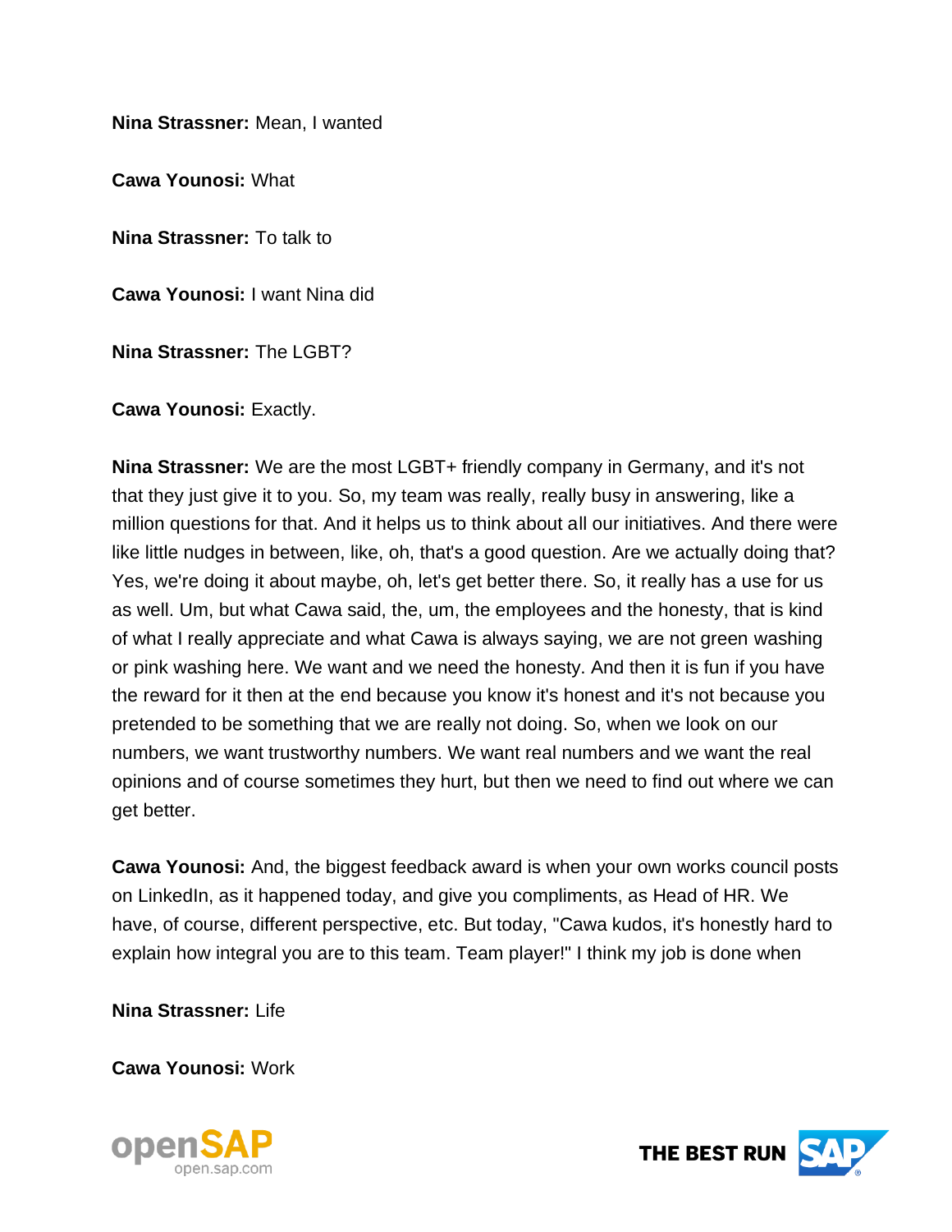**Nina Strassner:** Mean, I wanted

**Cawa Younosi:** What

**Nina Strassner:** To talk to

**Cawa Younosi:** I want Nina did

**Nina Strassner:** The LGBT?

**Cawa Younosi:** Exactly.

**Nina Strassner:** We are the most LGBT+ friendly company in Germany, and it's not that they just give it to you. So, my team was really, really busy in answering, like a million questions for that. And it helps us to think about all our initiatives. And there were like little nudges in between, like, oh, that's a good question. Are we actually doing that? Yes, we're doing it about maybe, oh, let's get better there. So, it really has a use for us as well. Um, but what Cawa said, the, um, the employees and the honesty, that is kind of what I really appreciate and what Cawa is always saying, we are not green washing or pink washing here. We want and we need the honesty. And then it is fun if you have the reward for it then at the end because you know it's honest and it's not because you pretended to be something that we are really not doing. So, when we look on our numbers, we want trustworthy numbers. We want real numbers and we want the real opinions and of course sometimes they hurt, but then we need to find out where we can get better.

**Cawa Younosi:** And, the biggest feedback award is when your own works council posts on LinkedIn, as it happened today, and give you compliments, as Head of HR. We have, of course, different perspective, etc. But today, "Cawa kudos, it's honestly hard to explain how integral you are to this team. Team player!" I think my job is done when

**Nina Strassner:** Life

**Cawa Younosi:** Work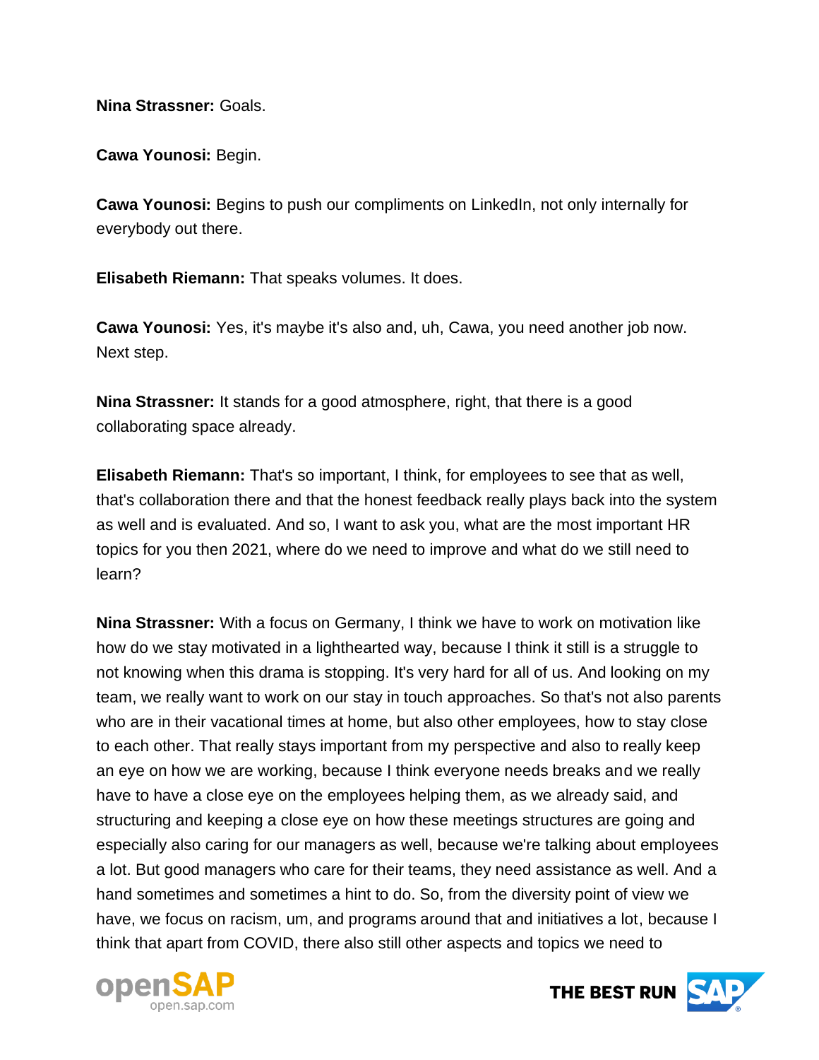**Nina Strassner:** Goals.

**Cawa Younosi:** Begin.

**Cawa Younosi:** Begins to push our compliments on LinkedIn, not only internally for everybody out there.

**Elisabeth Riemann:** That speaks volumes. It does.

**Cawa Younosi:** Yes, it's maybe it's also and, uh, Cawa, you need another job now. Next step.

**Nina Strassner:** It stands for a good atmosphere, right, that there is a good collaborating space already.

**Elisabeth Riemann:** That's so important, I think, for employees to see that as well, that's collaboration there and that the honest feedback really plays back into the system as well and is evaluated. And so, I want to ask you, what are the most important HR topics for you then 2021, where do we need to improve and what do we still need to learn?

**Nina Strassner:** With a focus on Germany, I think we have to work on motivation like how do we stay motivated in a lighthearted way, because I think it still is a struggle to not knowing when this drama is stopping. It's very hard for all of us. And looking on my team, we really want to work on our stay in touch approaches. So that's not also parents who are in their vacational times at home, but also other employees, how to stay close to each other. That really stays important from my perspective and also to really keep an eye on how we are working, because I think everyone needs breaks and we really have to have a close eye on the employees helping them, as we already said, and structuring and keeping a close eye on how these meetings structures are going and especially also caring for our managers as well, because we're talking about employees a lot. But good managers who care for their teams, they need assistance as well. And a hand sometimes and sometimes a hint to do. So, from the diversity point of view we have, we focus on racism, um, and programs around that and initiatives a lot, because I think that apart from COVID, there also still other aspects and topics we need to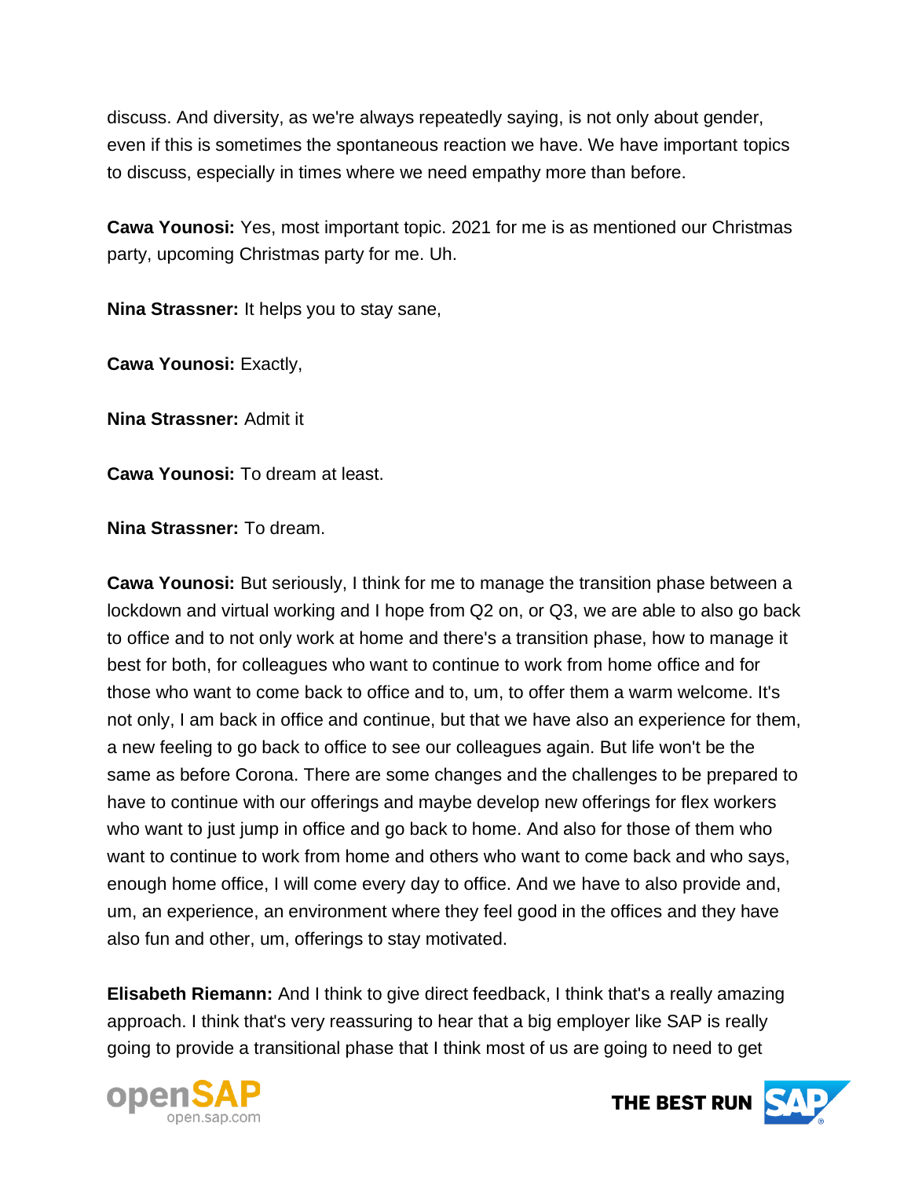discuss. And diversity, as we're always repeatedly saying, is not only about gender, even if this is sometimes the spontaneous reaction we have. We have important topics to discuss, especially in times where we need empathy more than before.

**Cawa Younosi:** Yes, most important topic. 2021 for me is as mentioned our Christmas party, upcoming Christmas party for me. Uh.

**Nina Strassner:** It helps you to stay sane,

**Cawa Younosi:** Exactly,

**Nina Strassner:** Admit it

**Cawa Younosi:** To dream at least.

**Nina Strassner:** To dream.

**Cawa Younosi:** But seriously, I think for me to manage the transition phase between a lockdown and virtual working and I hope from Q2 on, or Q3, we are able to also go back to office and to not only work at home and there's a transition phase, how to manage it best for both, for colleagues who want to continue to work from home office and for those who want to come back to office and to, um, to offer them a warm welcome. It's not only, I am back in office and continue, but that we have also an experience for them, a new feeling to go back to office to see our colleagues again. But life won't be the same as before Corona. There are some changes and the challenges to be prepared to have to continue with our offerings and maybe develop new offerings for flex workers who want to just jump in office and go back to home. And also for those of them who want to continue to work from home and others who want to come back and who says, enough home office, I will come every day to office. And we have to also provide and, um, an experience, an environment where they feel good in the offices and they have also fun and other, um, offerings to stay motivated.

**Elisabeth Riemann:** And I think to give direct feedback, I think that's a really amazing approach. I think that's very reassuring to hear that a big employer like SAP is really going to provide a transitional phase that I think most of us are going to need to get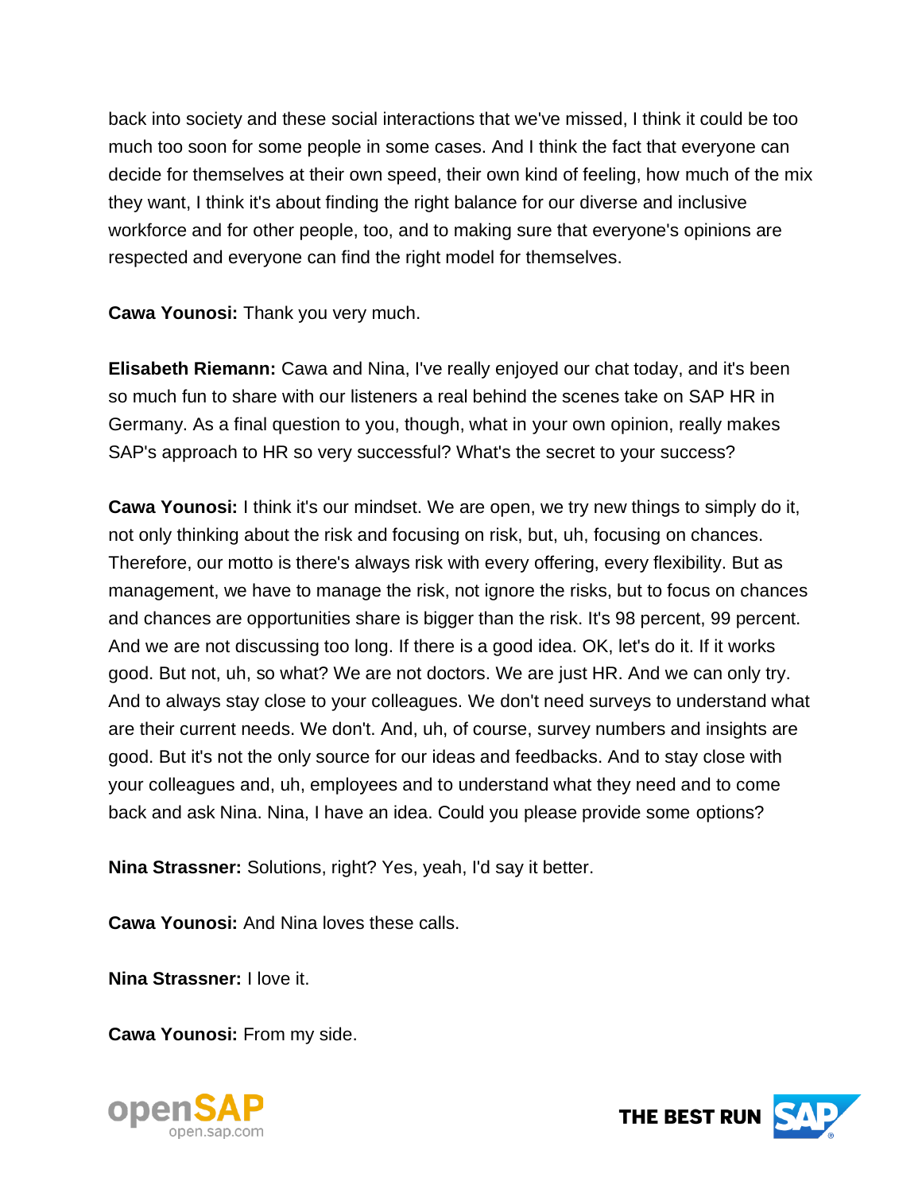back into society and these social interactions that we've missed, I think it could be too much too soon for some people in some cases. And I think the fact that everyone can decide for themselves at their own speed, their own kind of feeling, how much of the mix they want, I think it's about finding the right balance for our diverse and inclusive workforce and for other people, too, and to making sure that everyone's opinions are respected and everyone can find the right model for themselves.

**Cawa Younosi:** Thank you very much.

**Elisabeth Riemann:** Cawa and Nina, I've really enjoyed our chat today, and it's been so much fun to share with our listeners a real behind the scenes take on SAP HR in Germany. As a final question to you, though, what in your own opinion, really makes SAP's approach to HR so very successful? What's the secret to your success?

**Cawa Younosi:** I think it's our mindset. We are open, we try new things to simply do it, not only thinking about the risk and focusing on risk, but, uh, focusing on chances. Therefore, our motto is there's always risk with every offering, every flexibility. But as management, we have to manage the risk, not ignore the risks, but to focus on chances and chances are opportunities share is bigger than the risk. It's 98 percent, 99 percent. And we are not discussing too long. If there is a good idea. OK, let's do it. If it works good. But not, uh, so what? We are not doctors. We are just HR. And we can only try. And to always stay close to your colleagues. We don't need surveys to understand what are their current needs. We don't. And, uh, of course, survey numbers and insights are good. But it's not the only source for our ideas and feedbacks. And to stay close with your colleagues and, uh, employees and to understand what they need and to come back and ask Nina. Nina, I have an idea. Could you please provide some options?

**Nina Strassner:** Solutions, right? Yes, yeah, I'd say it better.

**Cawa Younosi:** And Nina loves these calls.

**Nina Strassner:** I love it.

**Cawa Younosi:** From my side.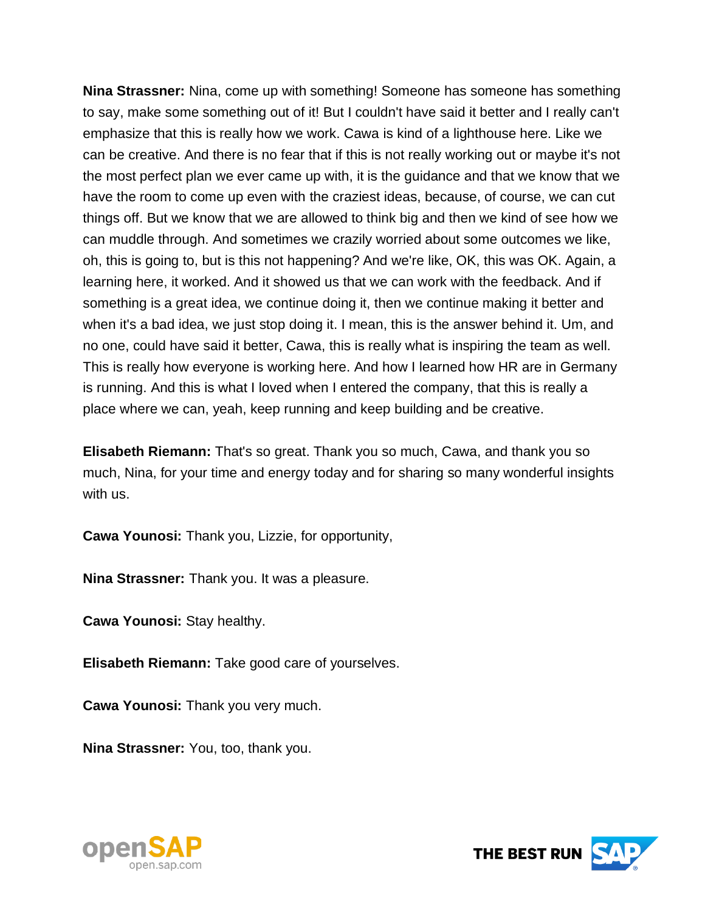**Nina Strassner:** Nina, come up with something! Someone has someone has something to say, make some something out of it! But I couldn't have said it better and I really can't emphasize that this is really how we work. Cawa is kind of a lighthouse here. Like we can be creative. And there is no fear that if this is not really working out or maybe it's not the most perfect plan we ever came up with, it is the guidance and that we know that we have the room to come up even with the craziest ideas, because, of course, we can cut things off. But we know that we are allowed to think big and then we kind of see how we can muddle through. And sometimes we crazily worried about some outcomes we like, oh, this is going to, but is this not happening? And we're like, OK, this was OK. Again, a learning here, it worked. And it showed us that we can work with the feedback. And if something is a great idea, we continue doing it, then we continue making it better and when it's a bad idea, we just stop doing it. I mean, this is the answer behind it. Um, and no one, could have said it better, Cawa, this is really what is inspiring the team as well. This is really how everyone is working here. And how I learned how HR are in Germany is running. And this is what I loved when I entered the company, that this is really a place where we can, yeah, keep running and keep building and be creative.

**Elisabeth Riemann:** That's so great. Thank you so much, Cawa, and thank you so much, Nina, for your time and energy today and for sharing so many wonderful insights with us.

**Cawa Younosi:** Thank you, Lizzie, for opportunity,

**Nina Strassner:** Thank you. It was a pleasure.

**Cawa Younosi:** Stay healthy.

**Elisabeth Riemann:** Take good care of yourselves.

**Cawa Younosi:** Thank you very much.

**Nina Strassner:** You, too, thank you.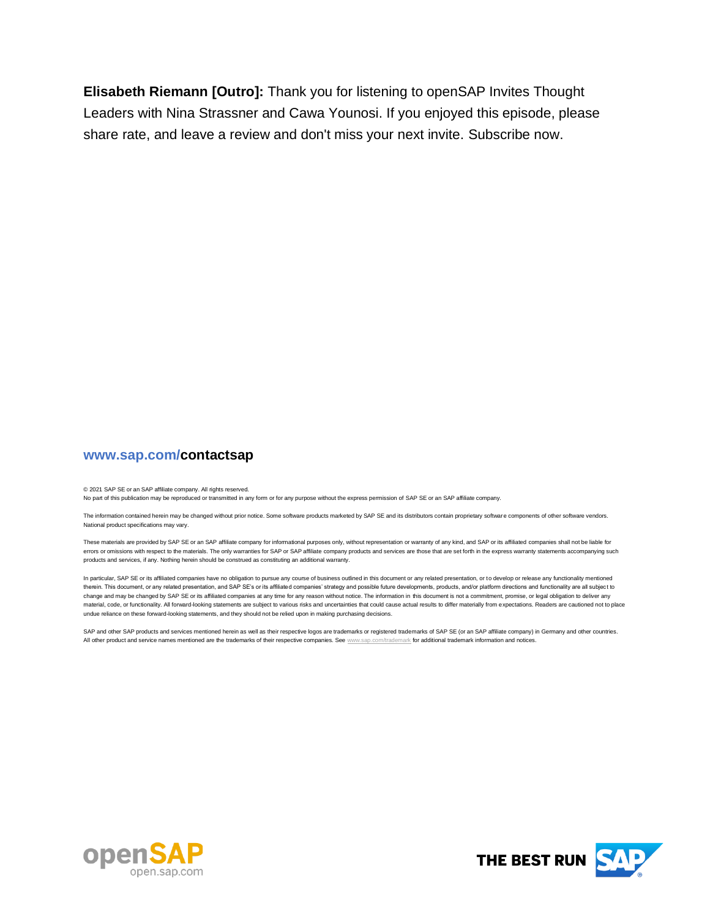**Elisabeth Riemann [Outro]:** Thank you for listening to openSAP Invites Thought Leaders with Nina Strassner and Cawa Younosi. If you enjoyed this episode, please share rate, and leave a review and don't miss your next invite. Subscribe now.

**www.sap.com/contactsap**

© 2021 SAP SE or an SAP affiliate company. All rights reserved.
No part of this publication may be reproduced or transmitted in any form or for any purpose without the express permission of SAP SE or an SAP affiliate company.

The information contained herein may be changed without prior notice. Some software products marketed by SAP SE and its distributors contain proprietary software components of other software vendors. National product specifications may vary.

These materials are provided by SAP SE or an SAP affiliate company for informational purposes only, without representation or warranty of any kind, and SAP or its affiliated companies shall not be liable for errors or omissions with respect to the materials. The only warranties for SAP or SAP affiliate company products and services are those that are set forth in the express warranty statements accompanying such products and services, if any. Nothing herein should be construed as constituting an additional warranty.

In particular, SAP SE or its affiliated companies have no obligation to pursue any course of business outlined in this document or any related presentation, or to develop or release any functionality mentioned therein. This document, or any related presentation, and SAP SE's or its affiliated companies' strategy and possible future developments, products, and/or platform directions and functionality are all subject to change and may be changed by SAP SE or its affiliated companies at any time for any reason without notice. The information in this document is not a commitment, promise, or legal obligation to deliver any material, code, or functionality. All forward-looking statements are subject to various risks and uncertainties that could cause actual results to differ materially from expectations. Readers are cautioned not to place undue reliance on these forward-looking statements, and they should not be relied upon in making purchasing decisions.

SAP and other SAP products and services mentioned herein as well as their respective logos are trademarks or registered trademarks of SAP SE (or an SAP affiliate company) in Germany and other countries. All other product and service names mentioned are the trademarks of their respective companies. See www.sap.com/trademark for additional trademark information and notices.

openSAP
open.sap.com

THE BEST RUN SAP